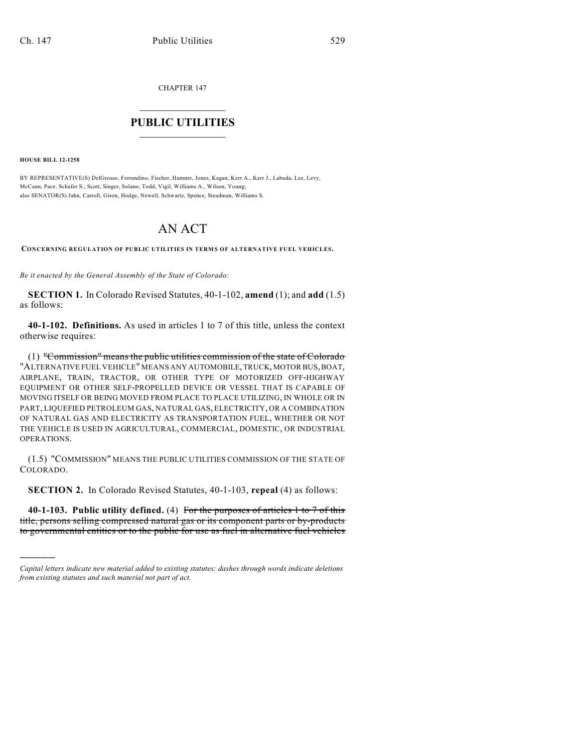CHAPTER 147

# PUBLIC UTILITIES

**HOUSE BILL 12-1258**

BY REPRESENTATIVE(S) DelGrosso, Ferrandino, Fischer, Hamner, Jones, Kagan, Kerr A., Kerr J., Labuda, Lee, Levy, McCann, Pace, Schafer S., Scott, Singer, Solano, Todd, Vigil, Williams A., Wilson, Young;
also SENATOR(S) Jahn, Carroll, Giron, Hodge, Newell, Schwartz, Spence, Steadman, Williams S.

# AN ACT

**CONCERNING REGULATION OF PUBLIC UTILITIES IN TERMS OF ALTERNATIVE FUEL VEHICLES.**

*Be it enacted by the General Assembly of the State of Colorado:*

**SECTION 1.** In Colorado Revised Statutes, 40-1-102, **amend** (1); and **add** (1.5) as follows:

**40-1-102. Definitions.** As used in articles 1 to 7 of this title, unless the context otherwise requires:

(1) ~~"Commission" means the public utilities commission of the state of Colorado~~ "ALTERNATIVE FUEL VEHICLE" MEANS ANY AUTOMOBILE, TRUCK, MOTOR BUS, BOAT, AIRPLANE, TRAIN, TRACTOR, OR OTHER TYPE OF MOTORIZED OFF-HIGHWAY EQUIPMENT OR OTHER SELF-PROPELLED DEVICE OR VESSEL THAT IS CAPABLE OF MOVING ITSELF OR BEING MOVED FROM PLACE TO PLACE UTILIZING, IN WHOLE OR IN PART, LIQUEFIED PETROLEUM GAS, NATURAL GAS, ELECTRICITY, OR A COMBINATION OF NATURAL GAS AND ELECTRICITY AS TRANSPORTATION FUEL, WHETHER OR NOT THE VEHICLE IS USED IN AGRICULTURAL, COMMERCIAL, DOMESTIC, OR INDUSTRIAL OPERATIONS.

(1.5) "COMMISSION" MEANS THE PUBLIC UTILITIES COMMISSION OF THE STATE OF COLORADO.

**SECTION 2.** In Colorado Revised Statutes, 40-1-103, **repeal** (4) as follows:

**40-1-103. Public utility defined.** (4) ~~For the purposes of articles 1 to 7 of this title, persons selling compressed natural gas or its component parts or by-products to governmental entities or to the public for use as fuel in alternative fuel vehicles~~

*Capital letters indicate new material added to existing statutes; dashes through words indicate deletions from existing statutes and such material not part of act.*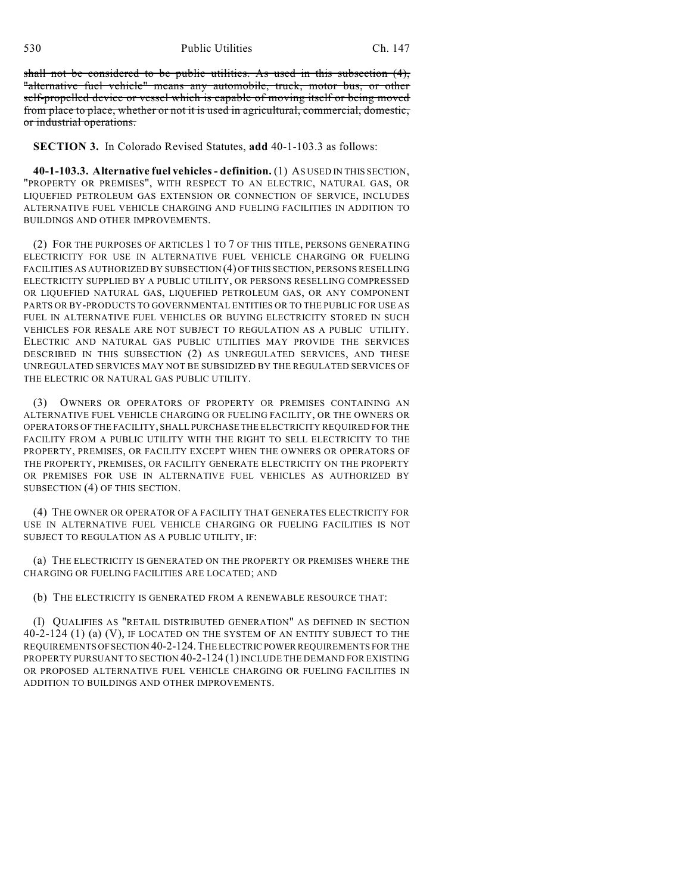~~shall not be considered to be public utilities. As used in this subsection (4), "alternative fuel vehicle" means any automobile, truck, motor bus, or other self-propelled device or vessel which is capable of moving itself or being moved from place to place, whether or not it is used in agricultural, commercial, domestic, or industrial operations.~~

**SECTION 3.** In Colorado Revised Statutes, **add** 40-1-103.3 as follows:

**40-1-103.3. Alternative fuel vehicles - definition.** (1) AS USED IN THIS SECTION, "PROPERTY OR PREMISES", WITH RESPECT TO AN ELECTRIC, NATURAL GAS, OR LIQUEFIED PETROLEUM GAS EXTENSION OR CONNECTION OF SERVICE, INCLUDES ALTERNATIVE FUEL VEHICLE CHARGING AND FUELING FACILITIES IN ADDITION TO BUILDINGS AND OTHER IMPROVEMENTS.

(2) FOR THE PURPOSES OF ARTICLES 1 TO 7 OF THIS TITLE, PERSONS GENERATING ELECTRICITY FOR USE IN ALTERNATIVE FUEL VEHICLE CHARGING OR FUELING FACILITIES AS AUTHORIZED BY SUBSECTION (4) OF THIS SECTION, PERSONS RESELLING ELECTRICITY SUPPLIED BY A PUBLIC UTILITY, OR PERSONS RESELLING COMPRESSED OR LIQUEFIED NATURAL GAS, LIQUEFIED PETROLEUM GAS, OR ANY COMPONENT PARTS OR BY-PRODUCTS TO GOVERNMENTAL ENTITIES OR TO THE PUBLIC FOR USE AS FUEL IN ALTERNATIVE FUEL VEHICLES OR BUYING ELECTRICITY STORED IN SUCH VEHICLES FOR RESALE ARE NOT SUBJECT TO REGULATION AS A PUBLIC UTILITY. ELECTRIC AND NATURAL GAS PUBLIC UTILITIES MAY PROVIDE THE SERVICES DESCRIBED IN THIS SUBSECTION (2) AS UNREGULATED SERVICES, AND THESE UNREGULATED SERVICES MAY NOT BE SUBSIDIZED BY THE REGULATED SERVICES OF THE ELECTRIC OR NATURAL GAS PUBLIC UTILITY.

(3) OWNERS OR OPERATORS OF PROPERTY OR PREMISES CONTAINING AN ALTERNATIVE FUEL VEHICLE CHARGING OR FUELING FACILITY, OR THE OWNERS OR OPERATORS OF THE FACILITY, SHALL PURCHASE THE ELECTRICITY REQUIRED FOR THE FACILITY FROM A PUBLIC UTILITY WITH THE RIGHT TO SELL ELECTRICITY TO THE PROPERTY, PREMISES, OR FACILITY EXCEPT WHEN THE OWNERS OR OPERATORS OF THE PROPERTY, PREMISES, OR FACILITY GENERATE ELECTRICITY ON THE PROPERTY OR PREMISES FOR USE IN ALTERNATIVE FUEL VEHICLES AS AUTHORIZED BY SUBSECTION (4) OF THIS SECTION.

(4) THE OWNER OR OPERATOR OF A FACILITY THAT GENERATES ELECTRICITY FOR USE IN ALTERNATIVE FUEL VEHICLE CHARGING OR FUELING FACILITIES IS NOT SUBJECT TO REGULATION AS A PUBLIC UTILITY, IF:

(a) THE ELECTRICITY IS GENERATED ON THE PROPERTY OR PREMISES WHERE THE CHARGING OR FUELING FACILITIES ARE LOCATED; AND

(b) THE ELECTRICITY IS GENERATED FROM A RENEWABLE RESOURCE THAT:

(I) QUALIFIES AS "RETAIL DISTRIBUTED GENERATION" AS DEFINED IN SECTION 40-2-124 (1) (a) (V), IF LOCATED ON THE SYSTEM OF AN ENTITY SUBJECT TO THE REQUIREMENTS OF SECTION 40-2-124. THE ELECTRIC POWER REQUIREMENTS FOR THE PROPERTY PURSUANT TO SECTION 40-2-124 (1) INCLUDE THE DEMAND FOR EXISTING OR PROPOSED ALTERNATIVE FUEL VEHICLE CHARGING OR FUELING FACILITIES IN ADDITION TO BUILDINGS AND OTHER IMPROVEMENTS.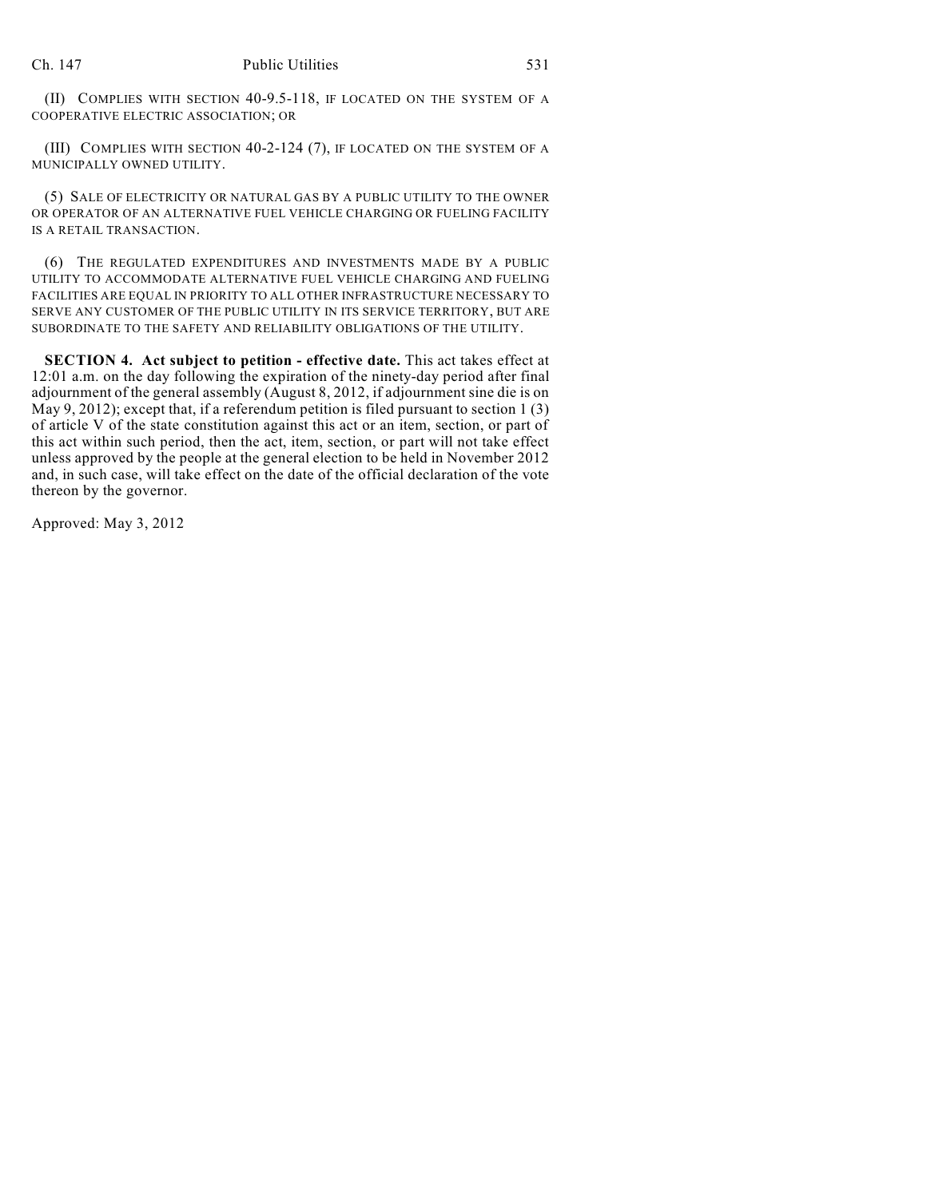(II) COMPLIES WITH SECTION 40-9.5-118, IF LOCATED ON THE SYSTEM OF A COOPERATIVE ELECTRIC ASSOCIATION; OR

(III) COMPLIES WITH SECTION 40-2-124 (7), IF LOCATED ON THE SYSTEM OF A MUNICIPALLY OWNED UTILITY.

(5) SALE OF ELECTRICITY OR NATURAL GAS BY A PUBLIC UTILITY TO THE OWNER OR OPERATOR OF AN ALTERNATIVE FUEL VEHICLE CHARGING OR FUELING FACILITY IS A RETAIL TRANSACTION.

(6) THE REGULATED EXPENDITURES AND INVESTMENTS MADE BY A PUBLIC UTILITY TO ACCOMMODATE ALTERNATIVE FUEL VEHICLE CHARGING AND FUELING FACILITIES ARE EQUAL IN PRIORITY TO ALL OTHER INFRASTRUCTURE NECESSARY TO SERVE ANY CUSTOMER OF THE PUBLIC UTILITY IN ITS SERVICE TERRITORY, BUT ARE SUBORDINATE TO THE SAFETY AND RELIABILITY OBLIGATIONS OF THE UTILITY.

**SECTION 4. Act subject to petition - effective date.** This act takes effect at 12:01 a.m. on the day following the expiration of the ninety-day period after final adjournment of the general assembly (August 8, 2012, if adjournment sine die is on May 9, 2012); except that, if a referendum petition is filed pursuant to section 1 (3) of article V of the state constitution against this act or an item, section, or part of this act within such period, then the act, item, section, or part will not take effect unless approved by the people at the general election to be held in November 2012 and, in such case, will take effect on the date of the official declaration of the vote thereon by the governor.

Approved: May 3, 2012